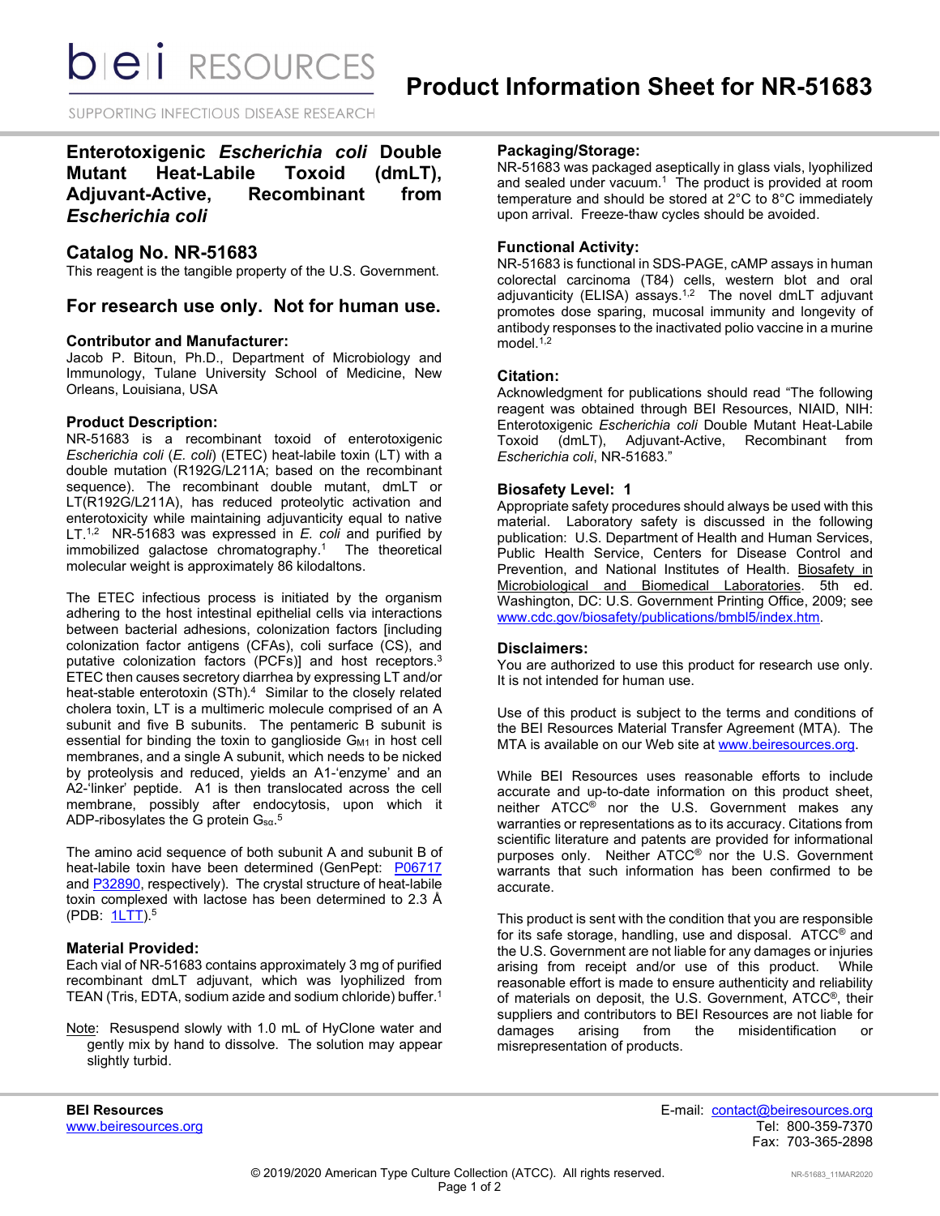# Product Information Sheet for NR-51683

## Enterotoxigenic *Escherichia coli* Double Mutant Heat-Labile Toxoid (dmLT), Adjuvant-Active, Recombinant from *Escherichia coli*

## Catalog No. NR-51683

This reagent is the tangible property of the U.S. Government.

## For research use only. Not for human use.

### Contributor and Manufacturer:

Jacob P. Bitoun, Ph.D., Department of Microbiology and Immunology, Tulane University School of Medicine, New Orleans, Louisiana, USA

### Product Description:

NR-51683 is a recombinant toxoid of enterotoxigenic *Escherichia coli* (*E. coli*) (ETEC) heat-labile toxin (LT) with a double mutation (R192G/L211A; based on the recombinant sequence). The recombinant double mutant, dmLT or LT(R192G/L211A), has reduced proteolytic activation and enterotoxicity while maintaining adjuvanticity equal to native LT.[1,2] NR-51683 was expressed in *E. coli* and purified by immobilized galactose chromatography.[1] The theoretical molecular weight is approximately 86 kilodaltons.

The ETEC infectious process is initiated by the organism adhering to the host intestinal epithelial cells via interactions between bacterial adhesions, colonization factors [including colonization factor antigens (CFAs), coli surface (CS), and putative colonization factors (PCFs)] and host receptors.[3] ETEC then causes secretory diarrhea by expressing LT and/or heat-stable enterotoxin (STh).[4] Similar to the closely related cholera toxin, LT is a multimeric molecule comprised of an A subunit and five B subunits. The pentameric B subunit is essential for binding the toxin to ganglioside $G_{M1}$ in host cell membranes, and a single A subunit, which needs to be nicked by proteolysis and reduced, yields an A1-'enzyme' and an A2-'linker' peptide. A1 is then translocated across the cell membrane, possibly after endocytosis, upon which it ADP-ribosylates the G protein $G_{s\alpha}$.[5]

The amino acid sequence of both subunit A and subunit B of heat-labile toxin have been determined (GenPept: P06717 and P32890, respectively). The crystal structure of heat-labile toxin complexed with lactose has been determined to 2.3 Å (PDB: 1LTT).[5]

### Material Provided:

Each vial of NR-51683 contains approximately 3 mg of purified recombinant dmLT adjuvant, which was lyophilized from TEAN (Tris, EDTA, sodium azide and sodium chloride) buffer.[1]

Note: Resuspend slowly with 1.0 mL of HyClone water and gently mix by hand to dissolve. The solution may appear slightly turbid.

### Packaging/Storage:

NR-51683 was packaged aseptically in glass vials, lyophilized and sealed under vacuum.[1] The product is provided at room temperature and should be stored at 2°C to 8°C immediately upon arrival. Freeze-thaw cycles should be avoided.

### Functional Activity:

NR-51683 is functional in SDS-PAGE, cAMP assays in human colorectal carcinoma (T84) cells, western blot and oral adjuvanticity (ELISA) assays.[1,2] The novel dmLT adjuvant promotes dose sparing, mucosal immunity and longevity of antibody responses to the inactivated polio vaccine in a murine model.[1,2]

### Citation:

Acknowledgment for publications should read "The following reagent was obtained through BEI Resources, NIAID, NIH: Enterotoxigenic *Escherichia coli* Double Mutant Heat-Labile Toxoid (dmLT), Adjuvant-Active, Recombinant from *Escherichia coli*, NR-51683."

### Biosafety Level: 1

Appropriate safety procedures should always be used with this material. Laboratory safety is discussed in the following publication: U.S. Department of Health and Human Services, Public Health Service, Centers for Disease Control and Prevention, and National Institutes of Health. Biosafety in Microbiological and Biomedical Laboratories. 5th ed. Washington, DC: U.S. Government Printing Office, 2009; see www.cdc.gov/biosafety/publications/bmbl5/index.htm.

### Disclaimers:

You are authorized to use this product for research use only. It is not intended for human use.

Use of this product is subject to the terms and conditions of the BEI Resources Material Transfer Agreement (MTA). The MTA is available on our Web site at www.beiresources.org.

While BEI Resources uses reasonable efforts to include accurate and up-to-date information on this product sheet, neither ATCC® nor the U.S. Government makes any warranties or representations as to its accuracy. Citations from scientific literature and patents are provided for informational purposes only. Neither ATCC® nor the U.S. Government warrants that such information has been confirmed to be accurate.

This product is sent with the condition that you are responsible for its safe storage, handling, use and disposal. ATCC® and the U.S. Government are not liable for any damages or injuries arising from receipt and/or use of this product. While reasonable effort is made to ensure authenticity and reliability of materials on deposit, the U.S. Government, ATCC®, their suppliers and contributors to BEI Resources are not liable for damages arising from the misidentification or misrepresentation of products.

**BEI Resources**
www.beiresources.org

E-mail: contact@beiresources.org
Tel: 800-359-7370
Fax: 703-365-2898

© 2019/2020 American Type Culture Collection (ATCC). All rights reserved.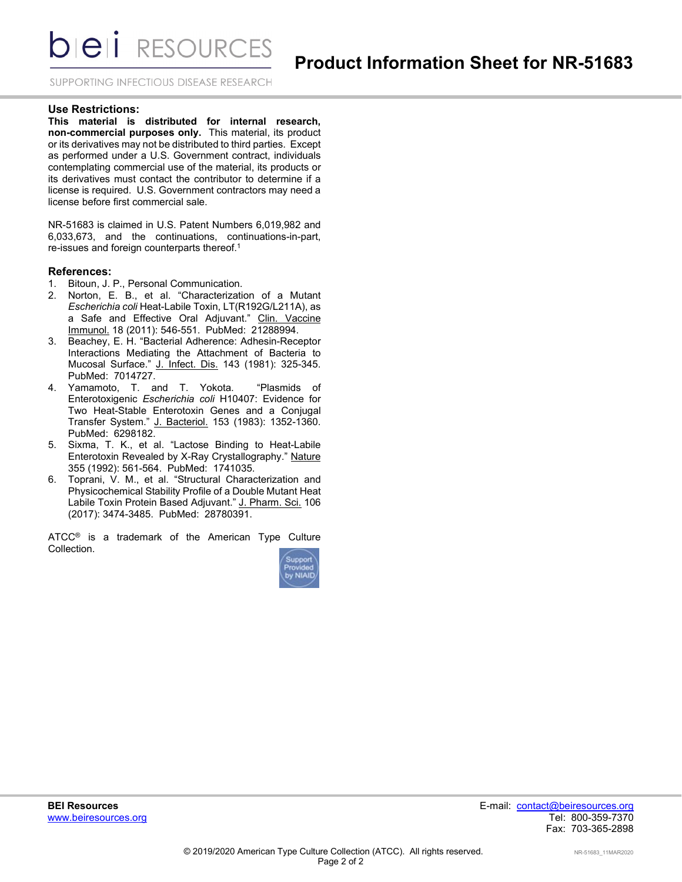## Use Restrictions:

**This material is distributed for internal research, non-commercial purposes only.** This material, its product or its derivatives may not be distributed to third parties. Except as performed under a U.S. Government contract, individuals contemplating commercial use of the material, its products or its derivatives must contact the contributor to determine if a license is required. U.S. Government contractors may need a license before first commercial sale.

NR-51683 is claimed in U.S. Patent Numbers 6,019,982 and 6,033,673, and the continuations, continuations-in-part, re-issues and foreign counterparts thereof.[1]

## References:

1. Bitoun, J. P., Personal Communication.
2. Norton, E. B., et al. "Characterization of a Mutant *Escherichia coli* Heat-Labile Toxin, LT(R192G/L211A), as a Safe and Effective Oral Adjuvant." Clin. Vaccine Immunol. 18 (2011): 546-551. PubMed: 21288994.
3. Beachey, E. H. "Bacterial Adherence: Adhesin-Receptor Interactions Mediating the Attachment of Bacteria to Mucosal Surface." J. Infect. Dis. 143 (1981): 325-345. PubMed: 7014727.
4. Yamamoto, T. and T. Yokota. "Plasmids of Enterotoxigenic *Escherichia coli* H10407: Evidence for Two Heat-Stable Enterotoxin Genes and a Conjugal Transfer System." J. Bacteriol. 153 (1983): 1352-1360. PubMed: 6298182.
5. Sixma, T. K., et al. "Lactose Binding to Heat-Labile Enterotoxin Revealed by X-Ray Crystallography." Nature 355 (1992): 561-564. PubMed: 1741035.
6. Toprani, V. M., et al. "Structural Characterization and Physicochemical Stability Profile of a Double Mutant Heat Labile Toxin Protein Based Adjuvant." J. Pharm. Sci. 106 (2017): 3474-3485. PubMed: 28780391.

ATCC® is a trademark of the American Type Culture Collection.

Support Provided by NIAID

**BEI Resources**
www.beiresources.org

E-mail: contact@beiresources.org
Tel: 800-359-7370
Fax: 703-365-2898

© 2019/2020 American Type Culture Collection (ATCC). All rights reserved.

NR-51683_11MAR2020